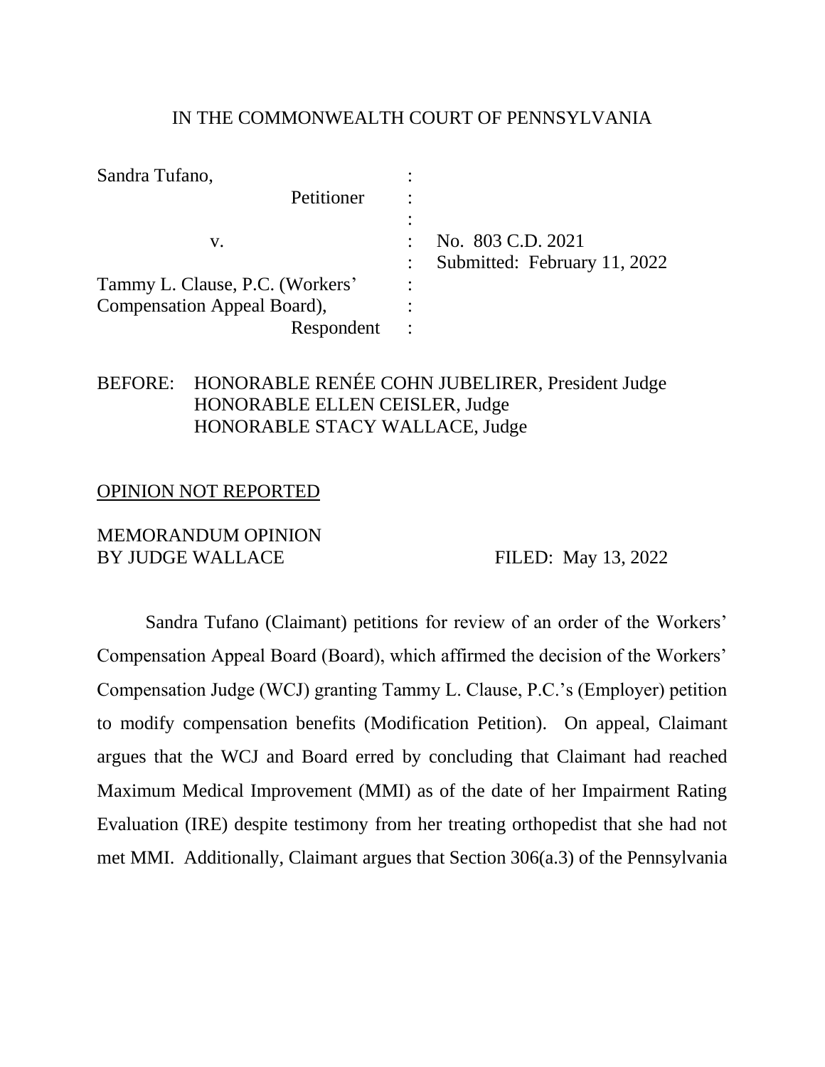IN THE COMMONWEALTH COURT OF PENNSYLVANIA

Sandra Tufano,
Petitioner

v.

Tammy L. Clause, P.C. (Workers' Compensation Appeal Board),
Respondent

No. 803 C.D. 2021
Submitted: February 11, 2022

BEFORE: HONORABLE RENÉE COHN JUBELIRER, President Judge
HONORABLE ELLEN CEISLER, Judge
HONORABLE STACY WALLACE, Judge

OPINION NOT REPORTED

MEMORANDUM OPINION
BY JUDGE WALLACE

FILED: May 13, 2022

Sandra Tufano (Claimant) petitions for review of an order of the Workers' Compensation Appeal Board (Board), which affirmed the decision of the Workers' Compensation Judge (WCJ) granting Tammy L. Clause, P.C.'s (Employer) petition to modify compensation benefits (Modification Petition). On appeal, Claimant argues that the WCJ and Board erred by concluding that Claimant had reached Maximum Medical Improvement (MMI) as of the date of her Impairment Rating Evaluation (IRE) despite testimony from her treating orthopedist that she had not met MMI. Additionally, Claimant argues that Section 306(a.3) of the Pennsylvania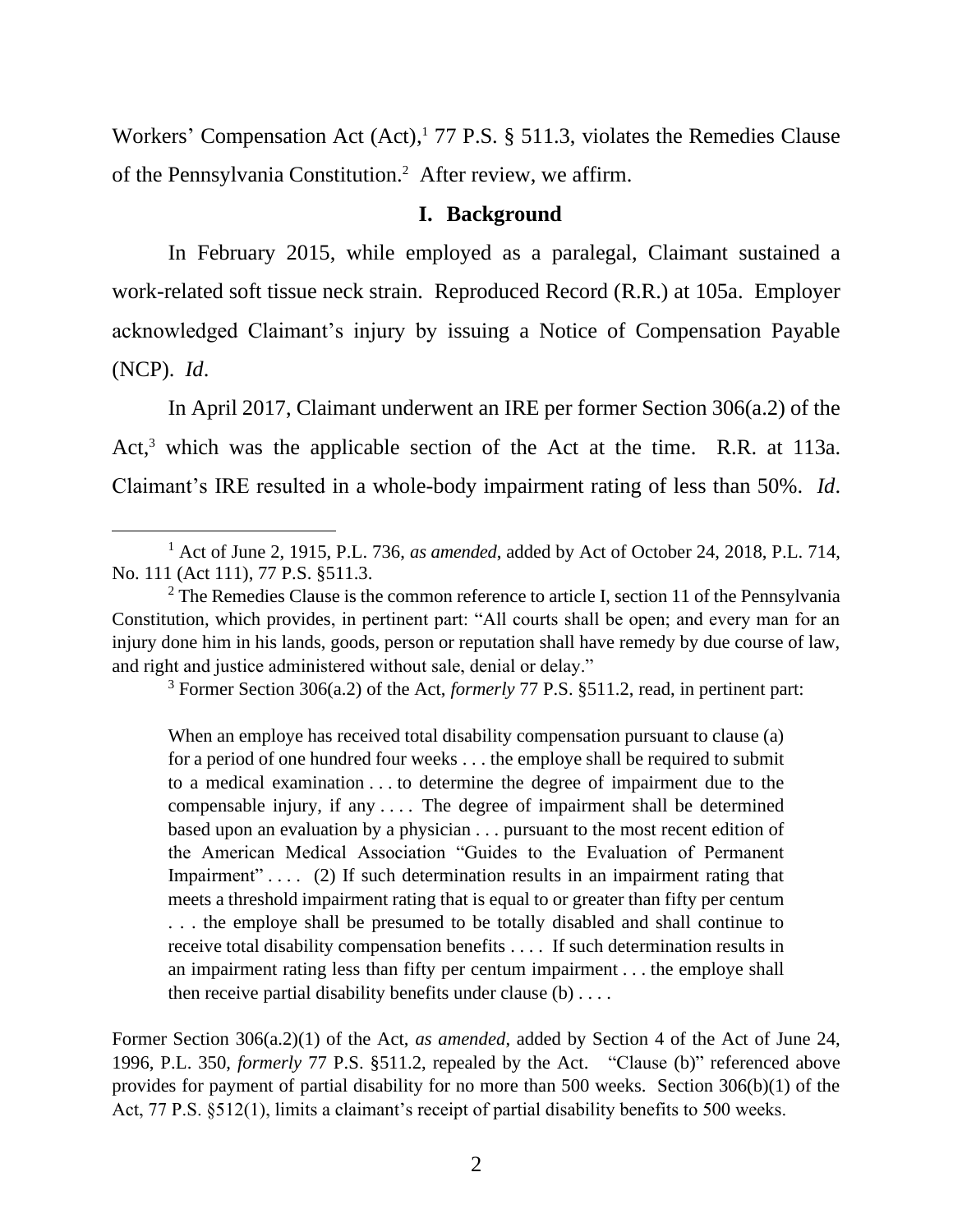Workers' Compensation Act (Act),[1] 77 P.S. § 511.3, violates the Remedies Clause of the Pennsylvania Constitution.[2] After review, we affirm.

## I. Background

In February 2015, while employed as a paralegal, Claimant sustained a work-related soft tissue neck strain. Reproduced Record (R.R.) at 105a. Employer acknowledged Claimant's injury by issuing a Notice of Compensation Payable (NCP). *Id*.

In April 2017, Claimant underwent an IRE per former Section 306(a.2) of the Act,[3] which was the applicable section of the Act at the time. R.R. at 113a. Claimant's IRE resulted in a whole-body impairment rating of less than 50%. *Id*.

---

[1] Act of June 2, 1915, P.L. 736, *as amended*, added by Act of October 24, 2018, P.L. 714, No. 111 (Act 111), 77 P.S. §511.3.

[2] The Remedies Clause is the common reference to article I, section 11 of the Pennsylvania Constitution, which provides, in pertinent part: "All courts shall be open; and every man for an injury done him in his lands, goods, person or reputation shall have remedy by due course of law, and right and justice administered without sale, denial or delay."

[3] Former Section 306(a.2) of the Act, *formerly* 77 P.S. §511.2, read, in pertinent part:

> When an employe has received total disability compensation pursuant to clause (a) for a period of one hundred four weeks . . . the employe shall be required to submit to a medical examination . . . to determine the degree of impairment due to the compensable injury, if any . . . . The degree of impairment shall be determined based upon an evaluation by a physician . . . pursuant to the most recent edition of the American Medical Association "Guides to the Evaluation of Permanent Impairment" . . . . (2) If such determination results in an impairment rating that meets a threshold impairment rating that is equal to or greater than fifty per centum . . . the employe shall be presumed to be totally disabled and shall continue to receive total disability compensation benefits . . . . If such determination results in an impairment rating less than fifty per centum impairment . . . the employe shall then receive partial disability benefits under clause (b) . . . .

Former Section 306(a.2)(1) of the Act, *as amended*, added by Section 4 of the Act of June 24, 1996, P.L. 350, *formerly* 77 P.S. §511.2, repealed by the Act. "Clause (b)" referenced above provides for payment of partial disability for no more than 500 weeks. Section 306(b)(1) of the Act, 77 P.S. §512(1), limits a claimant's receipt of partial disability benefits to 500 weeks.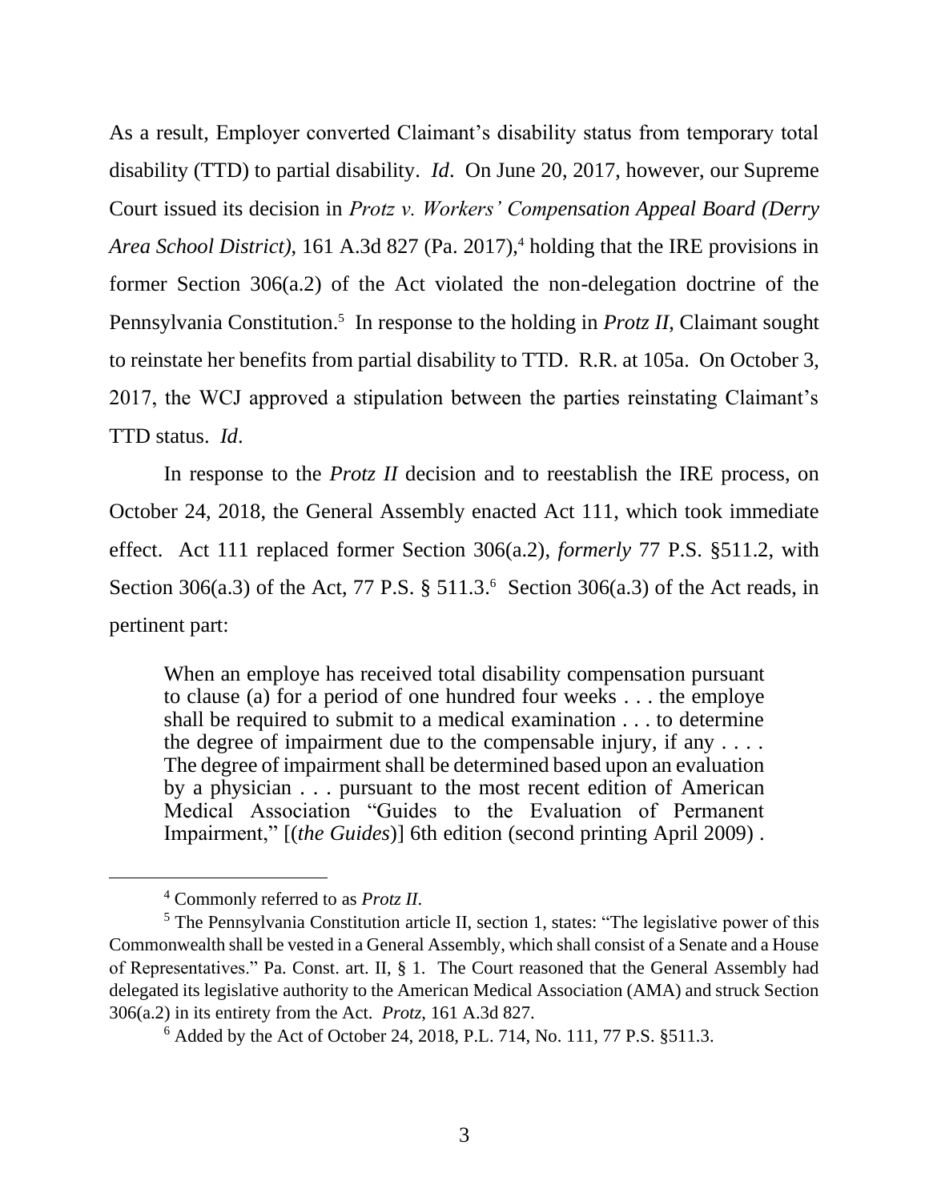As a result, Employer converted Claimant's disability status from temporary total disability (TTD) to partial disability. *Id*. On June 20, 2017, however, our Supreme Court issued its decision in *Protz v. Workers' Compensation Appeal Board (Derry Area School District)*, 161 A.3d 827 (Pa. 2017),[4] holding that the IRE provisions in former Section 306(a.2) of the Act violated the non-delegation doctrine of the Pennsylvania Constitution.[5] In response to the holding in *Protz II*, Claimant sought to reinstate her benefits from partial disability to TTD. R.R. at 105a. On October 3, 2017, the WCJ approved a stipulation between the parties reinstating Claimant's TTD status. *Id*.

In response to the *Protz II* decision and to reestablish the IRE process, on October 24, 2018, the General Assembly enacted Act 111, which took immediate effect. Act 111 replaced former Section 306(a.2), *formerly* 77 P.S. §511.2, with Section 306(a.3) of the Act, 77 P.S. § 511.3.[6] Section 306(a.3) of the Act reads, in pertinent part:

> When an employe has received total disability compensation pursuant to clause (a) for a period of one hundred four weeks . . . the employe shall be required to submit to a medical examination . . . to determine the degree of impairment due to the compensable injury, if any . . . . The degree of impairment shall be determined based upon an evaluation by a physician . . . pursuant to the most recent edition of American Medical Association "Guides to the Evaluation of Permanent Impairment," [(*the Guides*)] 6th edition (second printing April 2009) .

---

[4] Commonly referred to as *Protz II*.

[5] The Pennsylvania Constitution article II, section 1, states: "The legislative power of this Commonwealth shall be vested in a General Assembly, which shall consist of a Senate and a House of Representatives." Pa. Const. art. II, § 1. The Court reasoned that the General Assembly had delegated its legislative authority to the American Medical Association (AMA) and struck Section 306(a.2) in its entirety from the Act. *Protz*, 161 A.3d 827.

[6] Added by the Act of October 24, 2018, P.L. 714, No. 111, 77 P.S. §511.3.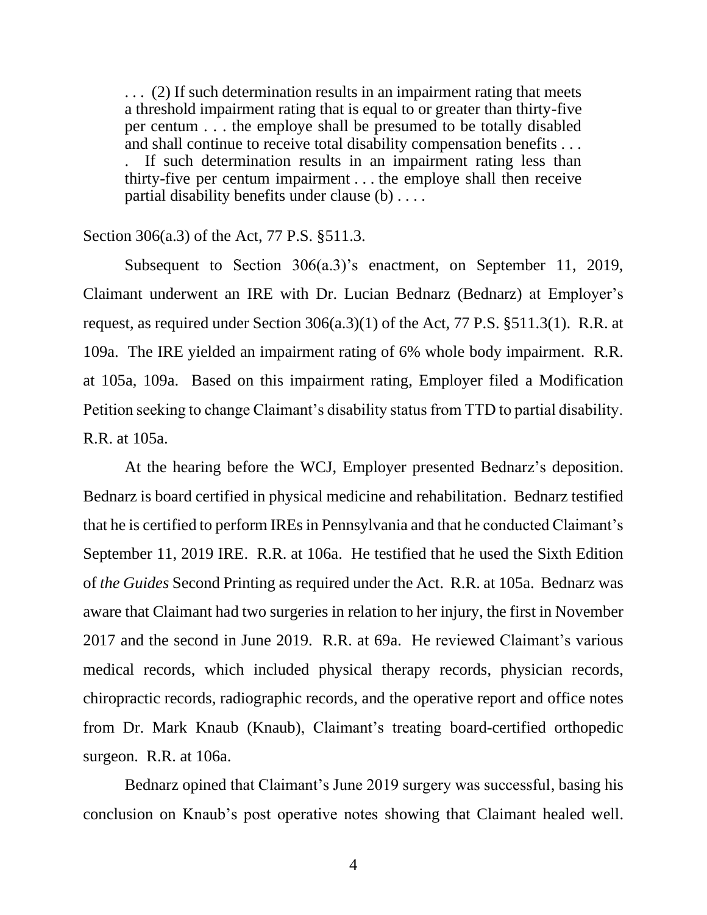> . . . (2) If such determination results in an impairment rating that meets a threshold impairment rating that is equal to or greater than thirty-five per centum . . . the employe shall be presumed to be totally disabled and shall continue to receive total disability compensation benefits . . . . If such determination results in an impairment rating less than thirty-five per centum impairment . . . the employe shall then receive partial disability benefits under clause (b) . . . .

Section 306(a.3) of the Act, 77 P.S. §511.3.

Subsequent to Section 306(a.3)'s enactment, on September 11, 2019, Claimant underwent an IRE with Dr. Lucian Bednarz (Bednarz) at Employer's request, as required under Section 306(a.3)(1) of the Act, 77 P.S. §511.3(1). R.R. at 109a. The IRE yielded an impairment rating of 6% whole body impairment. R.R. at 105a, 109a. Based on this impairment rating, Employer filed a Modification Petition seeking to change Claimant's disability status from TTD to partial disability. R.R. at 105a.

At the hearing before the WCJ, Employer presented Bednarz's deposition. Bednarz is board certified in physical medicine and rehabilitation. Bednarz testified that he is certified to perform IREs in Pennsylvania and that he conducted Claimant's September 11, 2019 IRE. R.R. at 106a. He testified that he used the Sixth Edition of *the Guides* Second Printing as required under the Act. R.R. at 105a. Bednarz was aware that Claimant had two surgeries in relation to her injury, the first in November 2017 and the second in June 2019. R.R. at 69a. He reviewed Claimant's various medical records, which included physical therapy records, physician records, chiropractic records, radiographic records, and the operative report and office notes from Dr. Mark Knaub (Knaub), Claimant's treating board-certified orthopedic surgeon. R.R. at 106a.

Bednarz opined that Claimant's June 2019 surgery was successful, basing his conclusion on Knaub's post operative notes showing that Claimant healed well.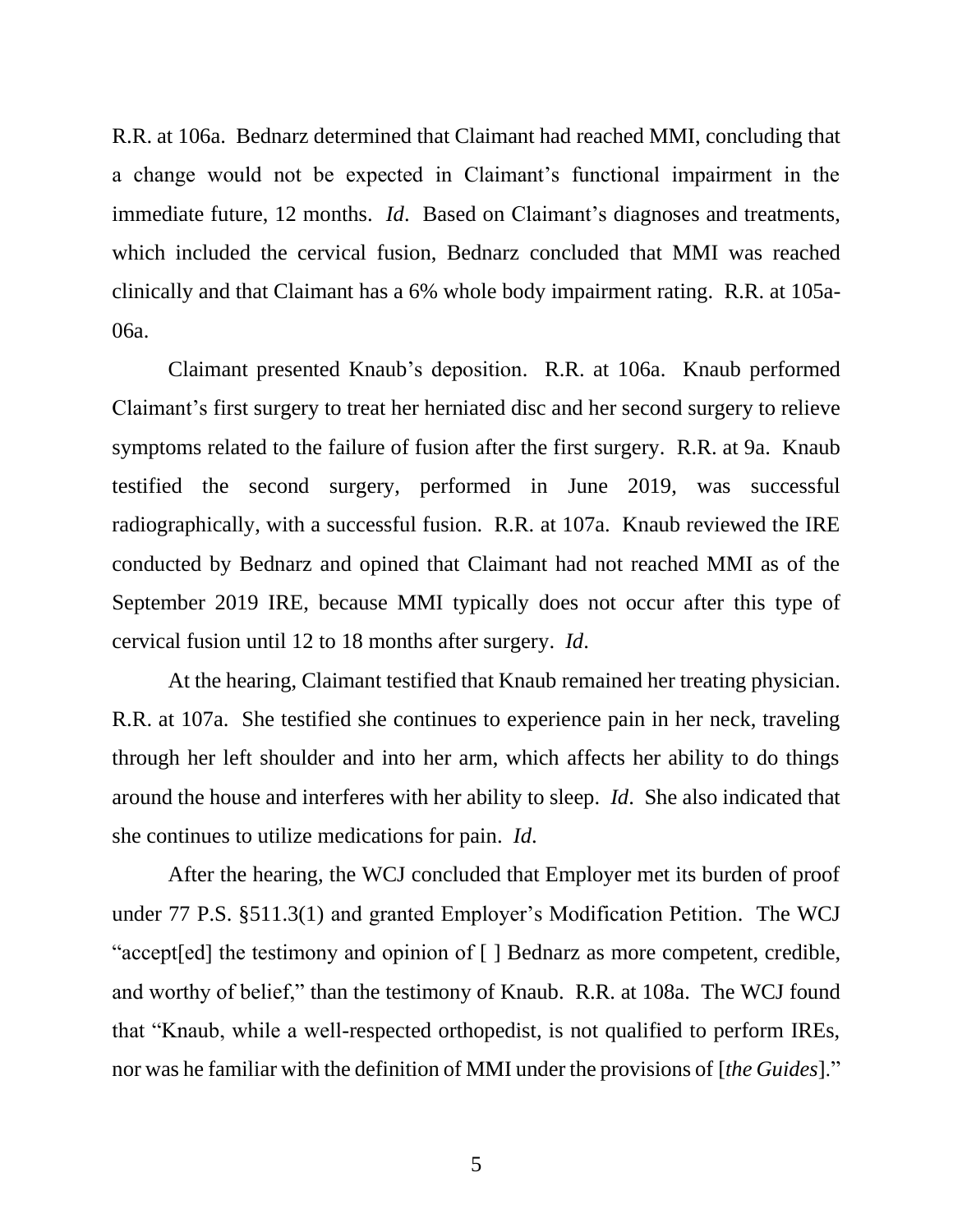R.R. at 106a. Bednarz determined that Claimant had reached MMI, concluding that a change would not be expected in Claimant's functional impairment in the immediate future, 12 months. *Id*. Based on Claimant's diagnoses and treatments, which included the cervical fusion, Bednarz concluded that MMI was reached clinically and that Claimant has a 6% whole body impairment rating. R.R. at 105a-06a.

Claimant presented Knaub's deposition. R.R. at 106a. Knaub performed Claimant's first surgery to treat her herniated disc and her second surgery to relieve symptoms related to the failure of fusion after the first surgery. R.R. at 9a. Knaub testified the second surgery, performed in June 2019, was successful radiographically, with a successful fusion. R.R. at 107a. Knaub reviewed the IRE conducted by Bednarz and opined that Claimant had not reached MMI as of the September 2019 IRE, because MMI typically does not occur after this type of cervical fusion until 12 to 18 months after surgery. *Id*.

At the hearing, Claimant testified that Knaub remained her treating physician. R.R. at 107a. She testified she continues to experience pain in her neck, traveling through her left shoulder and into her arm, which affects her ability to do things around the house and interferes with her ability to sleep. *Id*. She also indicated that she continues to utilize medications for pain. *Id*.

After the hearing, the WCJ concluded that Employer met its burden of proof under 77 P.S. §511.3(1) and granted Employer's Modification Petition. The WCJ "accept[ed] the testimony and opinion of [ ] Bednarz as more competent, credible, and worthy of belief," than the testimony of Knaub. R.R. at 108a. The WCJ found that "Knaub, while a well-respected orthopedist, is not qualified to perform IREs, nor was he familiar with the definition of MMI under the provisions of [*the Guides*]."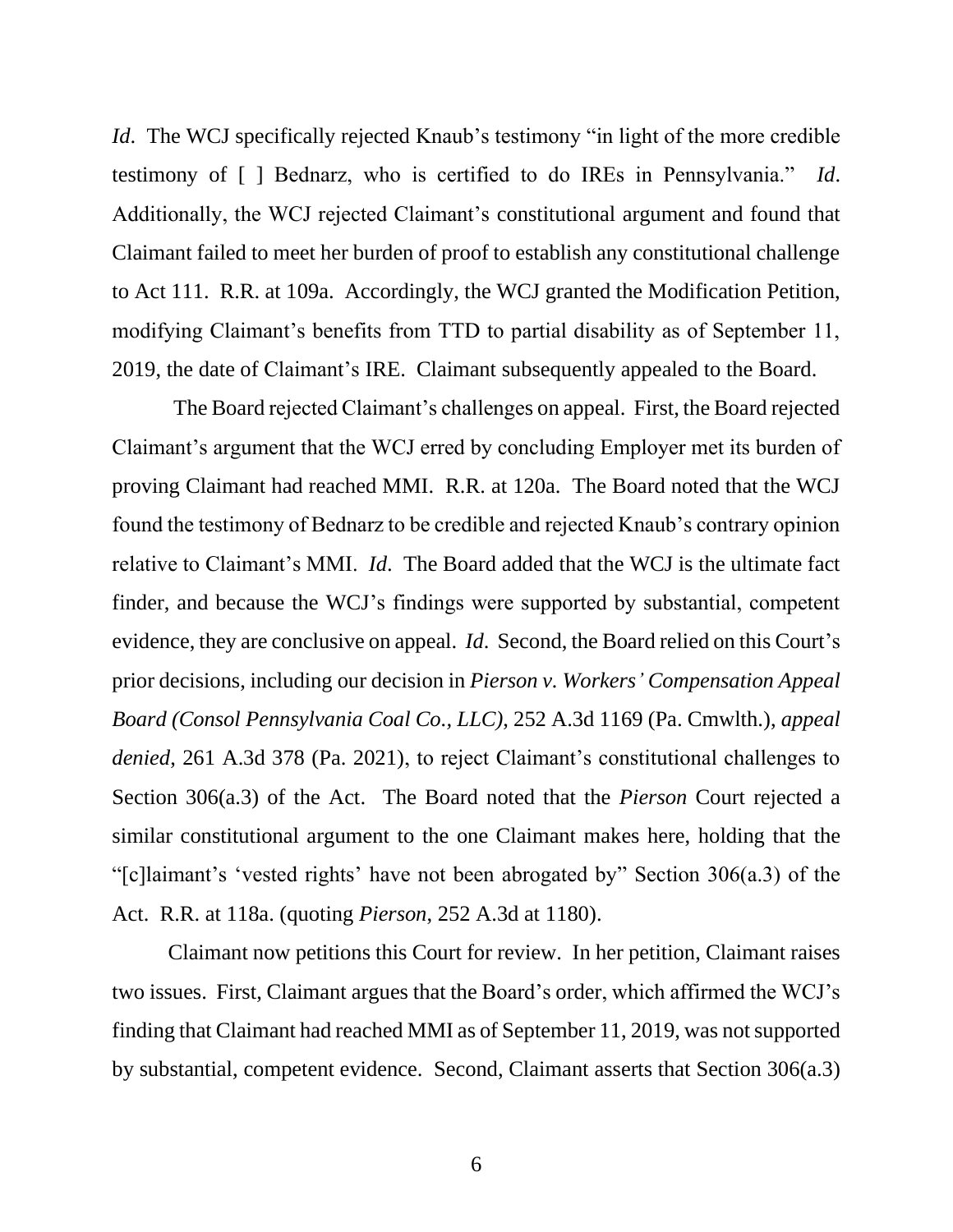*Id*. The WCJ specifically rejected Knaub's testimony "in light of the more credible testimony of [ ] Bednarz, who is certified to do IREs in Pennsylvania." *Id*. Additionally, the WCJ rejected Claimant's constitutional argument and found that Claimant failed to meet her burden of proof to establish any constitutional challenge to Act 111. R.R. at 109a. Accordingly, the WCJ granted the Modification Petition, modifying Claimant's benefits from TTD to partial disability as of September 11, 2019, the date of Claimant's IRE. Claimant subsequently appealed to the Board.

The Board rejected Claimant's challenges on appeal. First, the Board rejected Claimant's argument that the WCJ erred by concluding Employer met its burden of proving Claimant had reached MMI. R.R. at 120a. The Board noted that the WCJ found the testimony of Bednarz to be credible and rejected Knaub's contrary opinion relative to Claimant's MMI. *Id*. The Board added that the WCJ is the ultimate fact finder, and because the WCJ's findings were supported by substantial, competent evidence, they are conclusive on appeal. *Id*. Second, the Board relied on this Court's prior decisions, including our decision in *Pierson v. Workers' Compensation Appeal Board (Consol Pennsylvania Coal Co., LLC)*, 252 A.3d 1169 (Pa. Cmwlth.), *appeal denied*, 261 A.3d 378 (Pa. 2021), to reject Claimant's constitutional challenges to Section 306(a.3) of the Act. The Board noted that the *Pierson* Court rejected a similar constitutional argument to the one Claimant makes here, holding that the "[c]laimant's 'vested rights' have not been abrogated by" Section 306(a.3) of the Act. R.R. at 118a. (quoting *Pierson*, 252 A.3d at 1180).

Claimant now petitions this Court for review. In her petition, Claimant raises two issues. First, Claimant argues that the Board's order, which affirmed the WCJ's finding that Claimant had reached MMI as of September 11, 2019, was not supported by substantial, competent evidence. Second, Claimant asserts that Section 306(a.3)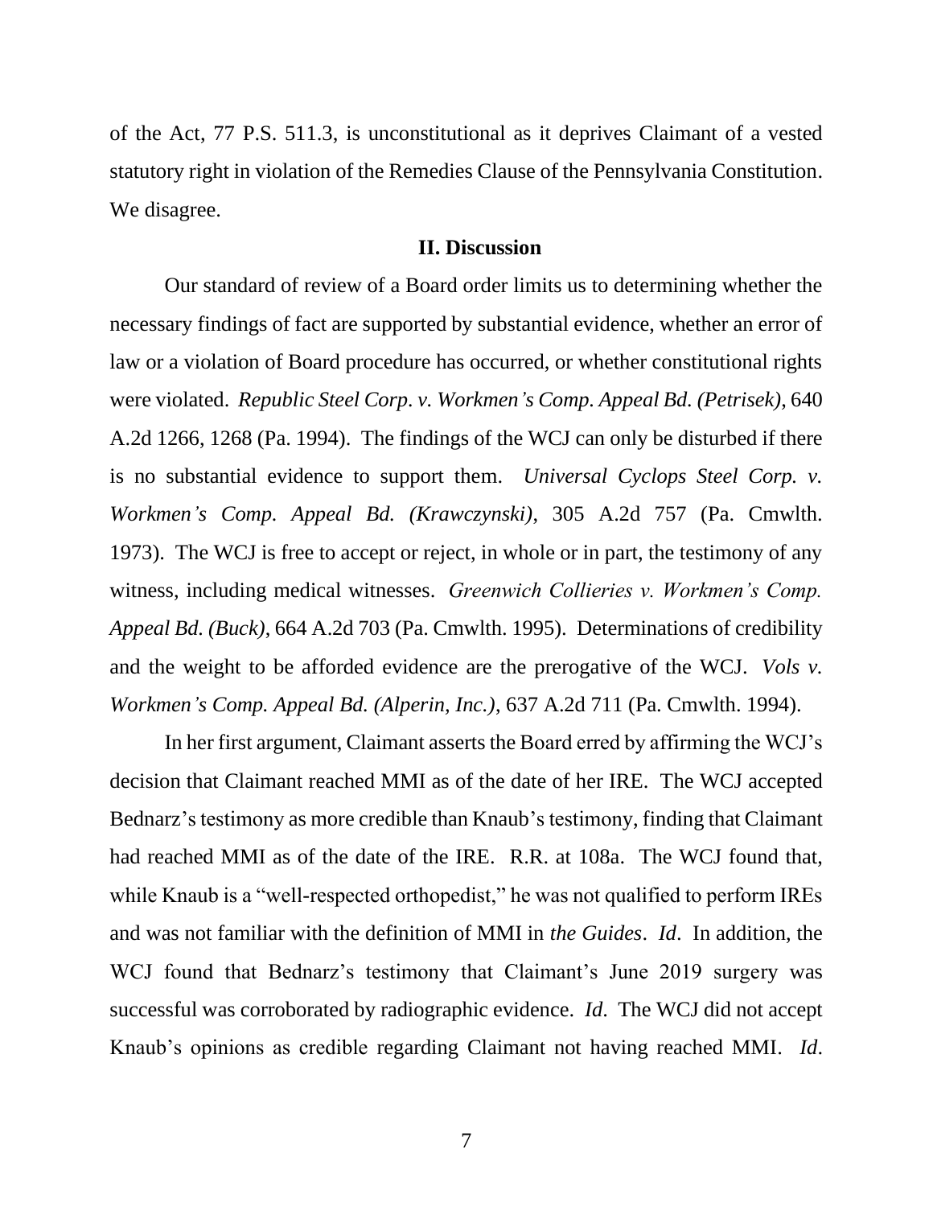of the Act, 77 P.S. 511.3, is unconstitutional as it deprives Claimant of a vested statutory right in violation of the Remedies Clause of the Pennsylvania Constitution. We disagree.

## II. Discussion

Our standard of review of a Board order limits us to determining whether the necessary findings of fact are supported by substantial evidence, whether an error of law or a violation of Board procedure has occurred, or whether constitutional rights were violated. *Republic Steel Corp. v. Workmen's Comp. Appeal Bd. (Petrisek)*, 640 A.2d 1266, 1268 (Pa. 1994). The findings of the WCJ can only be disturbed if there is no substantial evidence to support them. *Universal Cyclops Steel Corp. v. Workmen's Comp. Appeal Bd. (Krawczynski)*, 305 A.2d 757 (Pa. Cmwlth. 1973). The WCJ is free to accept or reject, in whole or in part, the testimony of any witness, including medical witnesses. *Greenwich Collieries v. Workmen's Comp. Appeal Bd. (Buck)*, 664 A.2d 703 (Pa. Cmwlth. 1995). Determinations of credibility and the weight to be afforded evidence are the prerogative of the WCJ. *Vols v. Workmen's Comp. Appeal Bd. (Alperin, Inc.)*, 637 A.2d 711 (Pa. Cmwlth. 1994).

In her first argument, Claimant asserts the Board erred by affirming the WCJ's decision that Claimant reached MMI as of the date of her IRE. The WCJ accepted Bednarz's testimony as more credible than Knaub's testimony, finding that Claimant had reached MMI as of the date of the IRE. R.R. at 108a. The WCJ found that, while Knaub is a "well-respected orthopedist," he was not qualified to perform IREs and was not familiar with the definition of MMI in *the Guides*. *Id*. In addition, the WCJ found that Bednarz's testimony that Claimant's June 2019 surgery was successful was corroborated by radiographic evidence. *Id*. The WCJ did not accept Knaub's opinions as credible regarding Claimant not having reached MMI. *Id*.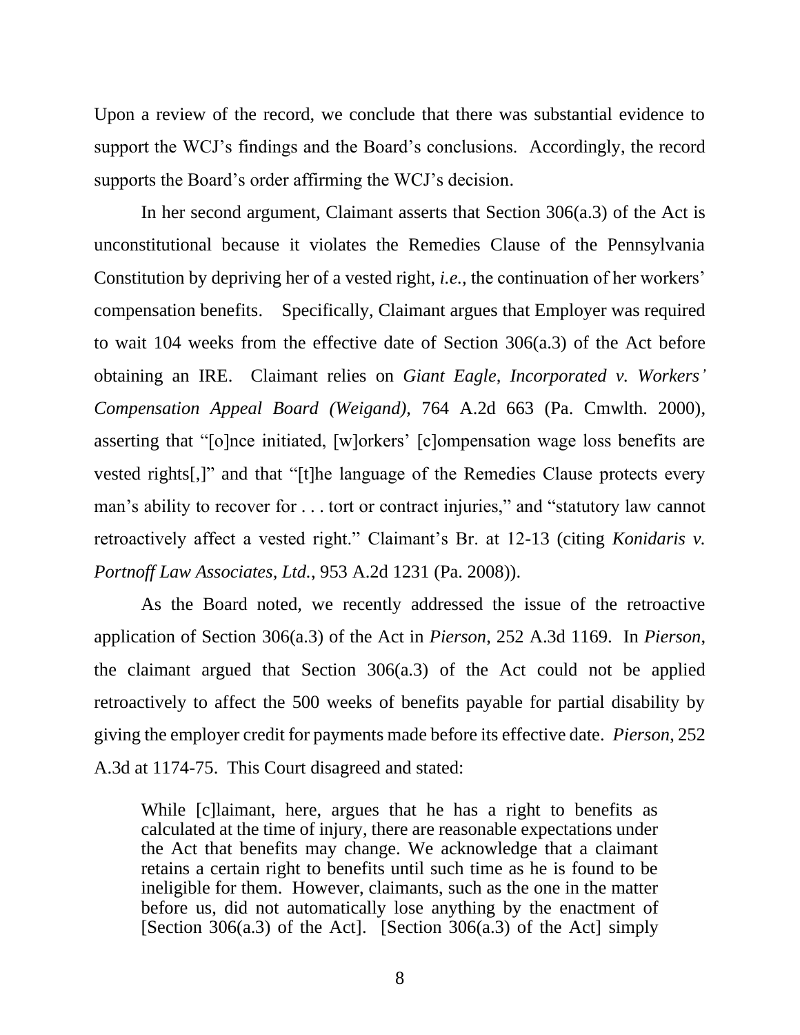Upon a review of the record, we conclude that there was substantial evidence to support the WCJ's findings and the Board's conclusions. Accordingly, the record supports the Board's order affirming the WCJ's decision.

In her second argument, Claimant asserts that Section 306(a.3) of the Act is unconstitutional because it violates the Remedies Clause of the Pennsylvania Constitution by depriving her of a vested right, *i.e.,* the continuation of her workers' compensation benefits. Specifically, Claimant argues that Employer was required to wait 104 weeks from the effective date of Section 306(a.3) of the Act before obtaining an IRE. Claimant relies on *Giant Eagle, Incorporated v. Workers' Compensation Appeal Board (Weigand)*, 764 A.2d 663 (Pa. Cmwlth. 2000), asserting that "[o]nce initiated, [w]orkers' [c]ompensation wage loss benefits are vested rights[,]" and that "[t]he language of the Remedies Clause protects every man's ability to recover for . . . tort or contract injuries," and "statutory law cannot retroactively affect a vested right." Claimant's Br. at 12-13 (citing *Konidaris v. Portnoff Law Associates, Ltd.*, 953 A.2d 1231 (Pa. 2008)).

As the Board noted, we recently addressed the issue of the retroactive application of Section 306(a.3) of the Act in *Pierson*, 252 A.3d 1169. In *Pierson*, the claimant argued that Section 306(a.3) of the Act could not be applied retroactively to affect the 500 weeks of benefits payable for partial disability by giving the employer credit for payments made before its effective date. *Pierson*, 252 A.3d at 1174-75. This Court disagreed and stated:

> While [c]laimant, here, argues that he has a right to benefits as calculated at the time of injury, there are reasonable expectations under the Act that benefits may change. We acknowledge that a claimant retains a certain right to benefits until such time as he is found to be ineligible for them. However, claimants, such as the one in the matter before us, did not automatically lose anything by the enactment of [Section 306(a.3) of the Act]. [Section 306(a.3) of the Act] simply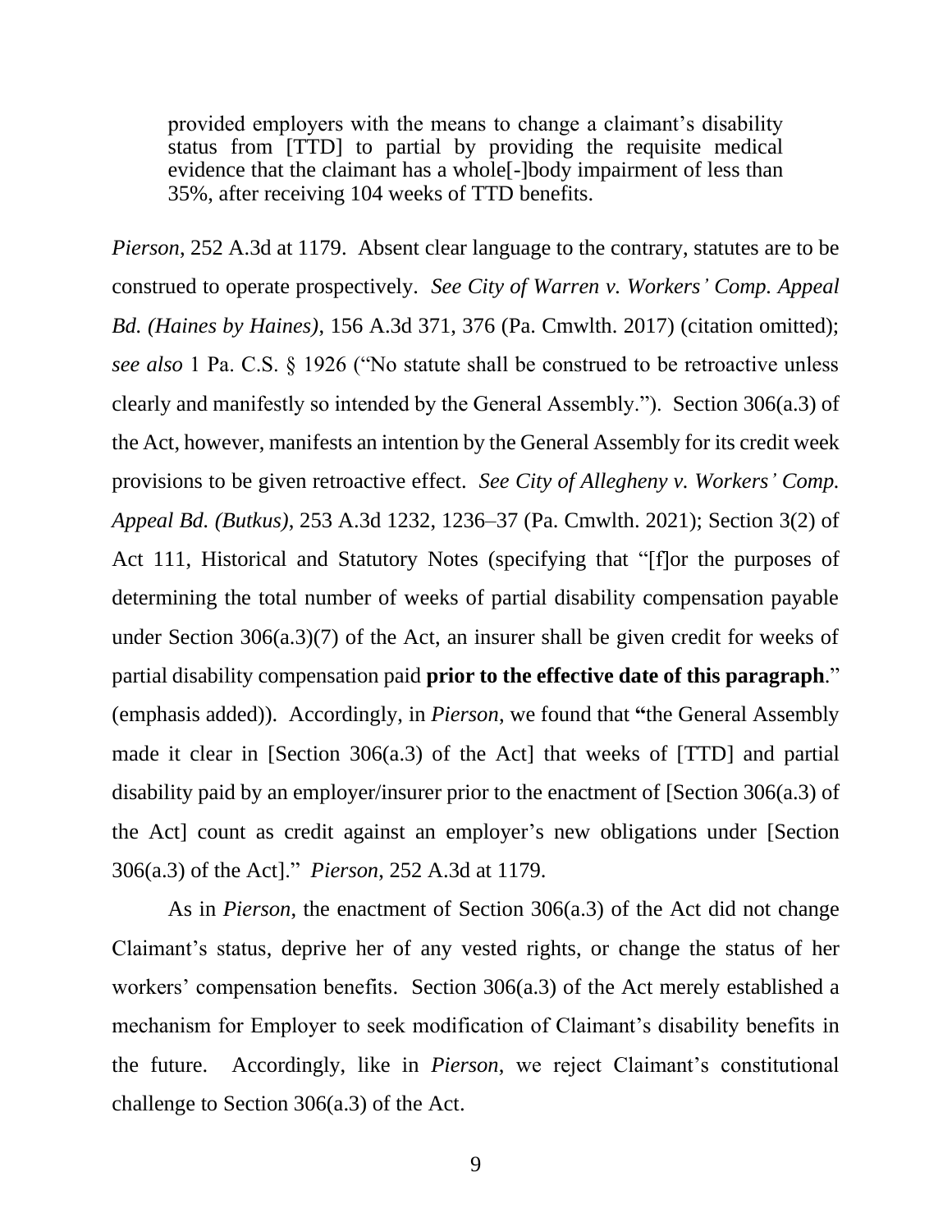> provided employers with the means to change a claimant's disability status from [TTD] to partial by providing the requisite medical evidence that the claimant has a whole[-]body impairment of less than 35%, after receiving 104 weeks of TTD benefits.

*Pierson*, 252 A.3d at 1179. Absent clear language to the contrary, statutes are to be construed to operate prospectively. *See City of Warren v. Workers' Comp. Appeal Bd. (Haines by Haines)*, 156 A.3d 371, 376 (Pa. Cmwlth. 2017) (citation omitted); *see also* 1 Pa. C.S. § 1926 ("No statute shall be construed to be retroactive unless clearly and manifestly so intended by the General Assembly."). Section 306(a.3) of the Act, however, manifests an intention by the General Assembly for its credit week provisions to be given retroactive effect. *See City of Allegheny v. Workers' Comp. Appeal Bd. (Butkus)*, 253 A.3d 1232, 1236–37 (Pa. Cmwlth. 2021); Section 3(2) of Act 111, Historical and Statutory Notes (specifying that "[f]or the purposes of determining the total number of weeks of partial disability compensation payable under Section 306(a.3)(7) of the Act, an insurer shall be given credit for weeks of partial disability compensation paid **prior to the effective date of this paragraph**." (emphasis added)). Accordingly, in *Pierson*, we found that "the General Assembly made it clear in [Section 306(a.3) of the Act] that weeks of [TTD] and partial disability paid by an employer/insurer prior to the enactment of [Section 306(a.3) of the Act] count as credit against an employer's new obligations under [Section 306(a.3) of the Act]." *Pierson*, 252 A.3d at 1179.

As in *Pierson*, the enactment of Section 306(a.3) of the Act did not change Claimant's status, deprive her of any vested rights, or change the status of her workers' compensation benefits. Section 306(a.3) of the Act merely established a mechanism for Employer to seek modification of Claimant's disability benefits in the future. Accordingly, like in *Pierson*, we reject Claimant's constitutional challenge to Section 306(a.3) of the Act.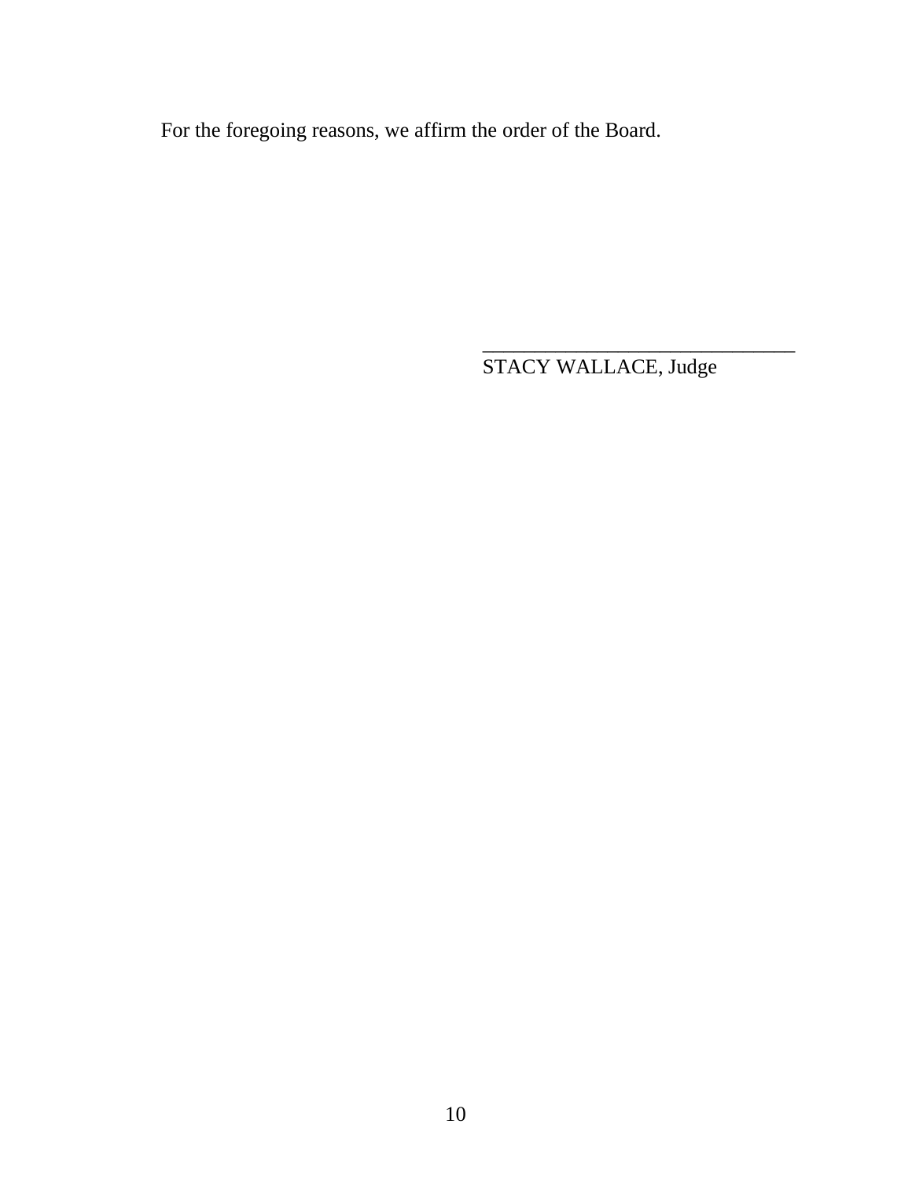For the foregoing reasons, we affirm the order of the Board.

______________________________
STACY WALLACE, Judge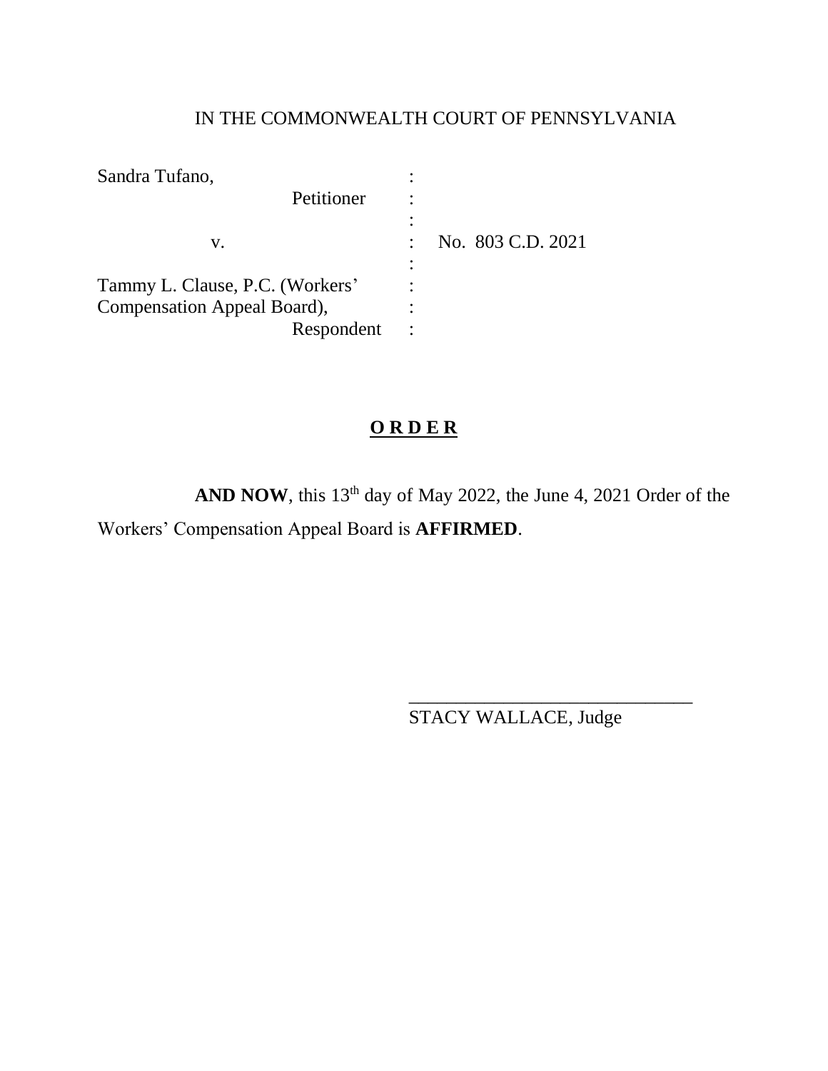IN THE COMMONWEALTH COURT OF PENNSYLVANIA

| | | |
|---|---|---|
| Sandra Tufano, Petitioner | : | |
| v. | : | No. 803 C.D. 2021 |
| Tammy L. Clause, P.C. (Workers' Compensation Appeal Board), Respondent | : | |

**O R D E R**

**AND NOW**, this 13th day of May 2022, the June 4, 2021 Order of the Workers' Compensation Appeal Board is **AFFIRMED**.

\_\_\_\_\_\_\_\_\_\_\_\_\_\_\_\_\_\_\_\_\_\_\_\_\_\_\_\_\_\_\_\_

STACY WALLACE, Judge